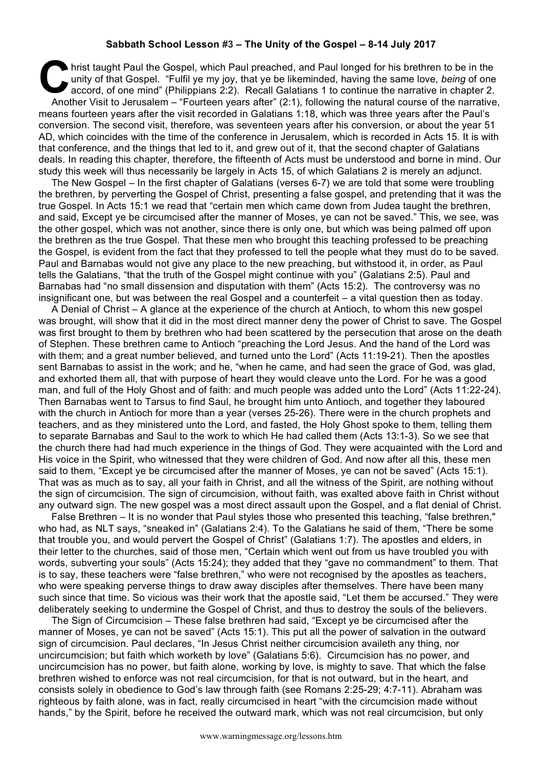**Sabbath School Lesson #3 – The Unity of the Gospel – 8-14 July 2017**

Christ taught Paul the Gospel, which Paul preached, and Paul longed for his brethren to be in the unity of that Gospel. "Fulfil ye my joy, that ye be likeminded, having the same love, *being* of one accord, of one mind" (Philippians 2:2). Recall Galatians 1 to continue the narrative in chapter 2.

Another Visit to Jerusalem – "Fourteen years after" (2:1), following the natural course of the narrative, means fourteen years after the visit recorded in Galatians 1:18, which was three years after the Paul's conversion. The second visit, therefore, was seventeen years after his conversion, or about the year 51 AD, which coincides with the time of the conference in Jerusalem, which is recorded in Acts 15. It is with that conference, and the things that led to it, and grew out of it, that the second chapter of Galatians deals. In reading this chapter, therefore, the fifteenth of Acts must be understood and borne in mind. Our study this week will thus necessarily be largely in Acts 15, of which Galatians 2 is merely an adjunct.

The New Gospel – In the first chapter of Galatians (verses 6-7) we are told that some were troubling the brethren, by perverting the Gospel of Christ, presenting a false gospel, and pretending that it was the true Gospel. In Acts 15:1 we read that "certain men which came down from Judea taught the brethren, and said, Except ye be circumcised after the manner of Moses, ye can not be saved." This, we see, was the other gospel, which was not another, since there is only one, but which was being palmed off upon the brethren as the true Gospel. That these men who brought this teaching professed to be preaching the Gospel, is evident from the fact that they professed to tell the people what they must do to be saved. Paul and Barnabas would not give any place to the new preaching, but withstood it, in order, as Paul tells the Galatians, "that the truth of the Gospel might continue with you" (Galatians 2:5). Paul and Barnabas had "no small dissension and disputation with them" (Acts 15:2). The controversy was no insignificant one, but was between the real Gospel and a counterfeit – a vital question then as today.

A Denial of Christ – A glance at the experience of the church at Antioch, to whom this new gospel was brought, will show that it did in the most direct manner deny the power of Christ to save. The Gospel was first brought to them by brethren who had been scattered by the persecution that arose on the death of Stephen. These brethren came to Antioch "preaching the Lord Jesus. And the hand of the Lord was with them; and a great number believed, and turned unto the Lord" (Acts 11:19-21). Then the apostles sent Barnabas to assist in the work; and he, "when he came, and had seen the grace of God, was glad, and exhorted them all, that with purpose of heart they would cleave unto the Lord. For he was a good man, and full of the Holy Ghost and of faith: and much people was added unto the Lord" (Acts 11:22-24). Then Barnabas went to Tarsus to find Saul, he brought him unto Antioch, and together they laboured with the church in Antioch for more than a year (verses 25-26). There were in the church prophets and teachers, and as they ministered unto the Lord, and fasted, the Holy Ghost spoke to them, telling them to separate Barnabas and Saul to the work to which He had called them (Acts 13:1-3). So we see that the church there had had much experience in the things of God. They were acquainted with the Lord and His voice in the Spirit, who witnessed that they were children of God. And now after all this, these men said to them, "Except ye be circumcised after the manner of Moses, ye can not be saved" (Acts 15:1). That was as much as to say, all your faith in Christ, and all the witness of the Spirit, are nothing without the sign of circumcision. The sign of circumcision, without faith, was exalted above faith in Christ without any outward sign. The new gospel was a most direct assault upon the Gospel, and a flat denial of Christ.

False Brethren – It is no wonder that Paul styles those who presented this teaching, "false brethren," who had, as NLT says, "sneaked in" (Galatians 2:4). To the Galatians he said of them, "There be some that trouble you, and would pervert the Gospel of Christ" (Galatians 1:7). The apostles and elders, in their letter to the churches, said of those men, "Certain which went out from us have troubled you with words, subverting your souls" (Acts 15:24); they added that they "gave no commandment" to them. That is to say, these teachers were "false brethren," who were not recognised by the apostles as teachers, who were speaking perverse things to draw away disciples after themselves. There have been many such since that time. So vicious was their work that the apostle said, "Let them be accursed." They were deliberately seeking to undermine the Gospel of Christ, and thus to destroy the souls of the believers.

The Sign of Circumcision – These false brethren had said, "Except ye be circumcised after the manner of Moses, ye can not be saved" (Acts 15:1). This put all the power of salvation in the outward sign of circumcision. Paul declares, "In Jesus Christ neither circumcision availeth any thing, nor uncircumcision; but faith which worketh by love" (Galatians 5:6). Circumcision has no power, and uncircumcision has no power, but faith alone, working by love, is mighty to save. That which the false brethren wished to enforce was not real circumcision, for that is not outward, but in the heart, and consists solely in obedience to God's law through faith (see Romans 2:25-29; 4:7-11). Abraham was righteous by faith alone, was in fact, really circumcised in heart "with the circumcision made without hands," by the Spirit, before he received the outward mark, which was not real circumcision, but only

www.warningmessage.org/lessons.htm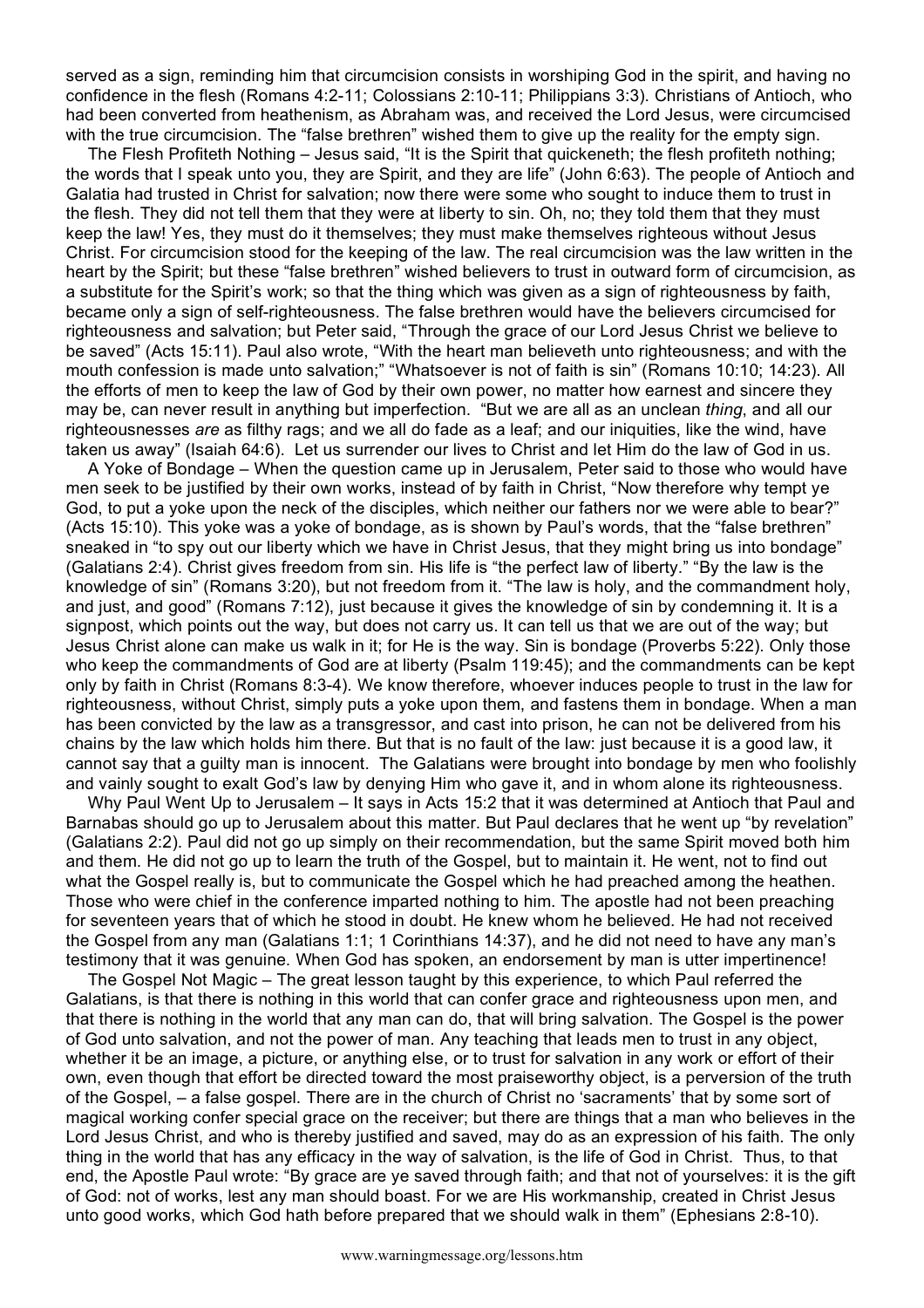served as a sign, reminding him that circumcision consists in worshiping God in the spirit, and having no confidence in the flesh (Romans 4:2-11; Colossians 2:10-11; Philippians 3:3). Christians of Antioch, who had been converted from heathenism, as Abraham was, and received the Lord Jesus, were circumcised with the true circumcision. The "false brethren" wished them to give up the reality for the empty sign.

The Flesh Profiteth Nothing – Jesus said, "It is the Spirit that quickeneth; the flesh profiteth nothing; the words that I speak unto you, they are Spirit, and they are life" (John 6:63). The people of Antioch and Galatia had trusted in Christ for salvation; now there were some who sought to induce them to trust in the flesh. They did not tell them that they were at liberty to sin. Oh, no; they told them that they must keep the law! Yes, they must do it themselves; they must make themselves righteous without Jesus Christ. For circumcision stood for the keeping of the law. The real circumcision was the law written in the heart by the Spirit; but these "false brethren" wished believers to trust in outward form of circumcision, as a substitute for the Spirit's work; so that the thing which was given as a sign of righteousness by faith, became only a sign of self-righteousness. The false brethren would have the believers circumcised for righteousness and salvation; but Peter said, "Through the grace of our Lord Jesus Christ we believe to be saved" (Acts 15:11). Paul also wrote, "With the heart man believeth unto righteousness; and with the mouth confession is made unto salvation;" "Whatsoever is not of faith is sin" (Romans 10:10; 14:23). All the efforts of men to keep the law of God by their own power, no matter how earnest and sincere they may be, can never result in anything but imperfection. "But we are all as an unclean *thing*, and all our righteousnesses *are* as filthy rags; and we all do fade as a leaf; and our iniquities, like the wind, have taken us away" (Isaiah 64:6). Let us surrender our lives to Christ and let Him do the law of God in us.

A Yoke of Bondage – When the question came up in Jerusalem, Peter said to those who would have men seek to be justified by their own works, instead of by faith in Christ, "Now therefore why tempt ye God, to put a yoke upon the neck of the disciples, which neither our fathers nor we were able to bear?" (Acts 15:10). This yoke was a yoke of bondage, as is shown by Paul's words, that the "false brethren" sneaked in "to spy out our liberty which we have in Christ Jesus, that they might bring us into bondage" (Galatians 2:4). Christ gives freedom from sin. His life is "the perfect law of liberty." "By the law is the knowledge of sin" (Romans 3:20), but not freedom from it. "The law is holy, and the commandment holy, and just, and good" (Romans 7:12), just because it gives the knowledge of sin by condemning it. It is a signpost, which points out the way, but does not carry us. It can tell us that we are out of the way; but Jesus Christ alone can make us walk in it; for He is the way. Sin is bondage (Proverbs 5:22). Only those who keep the commandments of God are at liberty (Psalm 119:45); and the commandments can be kept only by faith in Christ (Romans 8:3-4). We know therefore, whoever induces people to trust in the law for righteousness, without Christ, simply puts a yoke upon them, and fastens them in bondage. When a man has been convicted by the law as a transgressor, and cast into prison, he can not be delivered from his chains by the law which holds him there. But that is no fault of the law: just because it is a good law, it cannot say that a guilty man is innocent. The Galatians were brought into bondage by men who foolishly and vainly sought to exalt God's law by denying Him who gave it, and in whom alone its righteousness.

Why Paul Went Up to Jerusalem – It says in Acts 15:2 that it was determined at Antioch that Paul and Barnabas should go up to Jerusalem about this matter. But Paul declares that he went up "by revelation" (Galatians 2:2). Paul did not go up simply on their recommendation, but the same Spirit moved both him and them. He did not go up to learn the truth of the Gospel, but to maintain it. He went, not to find out what the Gospel really is, but to communicate the Gospel which he had preached among the heathen. Those who were chief in the conference imparted nothing to him. The apostle had not been preaching for seventeen years that of which he stood in doubt. He knew whom he believed. He had not received the Gospel from any man (Galatians 1:1; 1 Corinthians 14:37), and he did not need to have any man's testimony that it was genuine. When God has spoken, an endorsement by man is utter impertinence!

The Gospel Not Magic – The great lesson taught by this experience, to which Paul referred the Galatians, is that there is nothing in this world that can confer grace and righteousness upon men, and that there is nothing in the world that any man can do, that will bring salvation. The Gospel is the power of God unto salvation, and not the power of man. Any teaching that leads men to trust in any object, whether it be an image, a picture, or anything else, or to trust for salvation in any work or effort of their own, even though that effort be directed toward the most praiseworthy object, is a perversion of the truth of the Gospel, – a false gospel. There are in the church of Christ no 'sacraments' that by some sort of magical working confer special grace on the receiver; but there are things that a man who believes in the Lord Jesus Christ, and who is thereby justified and saved, may do as an expression of his faith. The only thing in the world that has any efficacy in the way of salvation, is the life of God in Christ. Thus, to that end, the Apostle Paul wrote: "By grace are ye saved through faith; and that not of yourselves: it is the gift of God: not of works, lest any man should boast. For we are His workmanship, created in Christ Jesus unto good works, which God hath before prepared that we should walk in them" (Ephesians 2:8-10).

www.warningmessage.org/lessons.htm